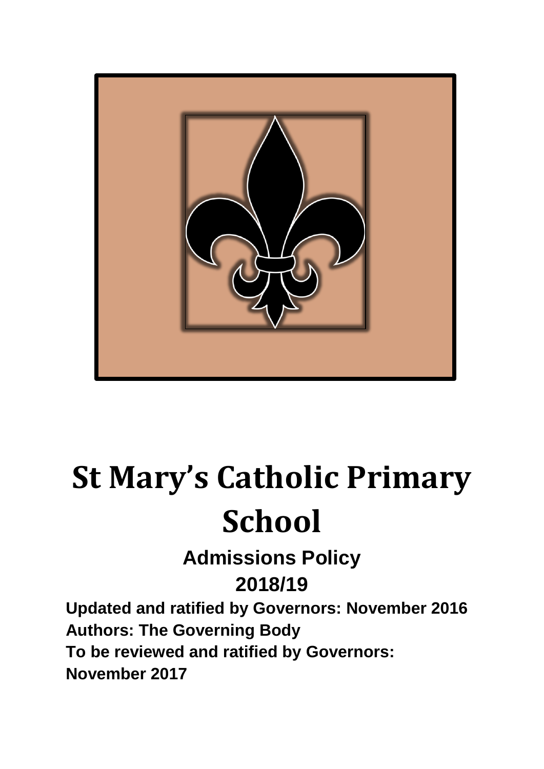# St Mary's Catholic Primary School

## Admissions Policy

## 2018/19

**Updated and ratified by Governors: November 2016**

**Authors: The Governing Body**

**To be reviewed and ratified by Governors: November 2017**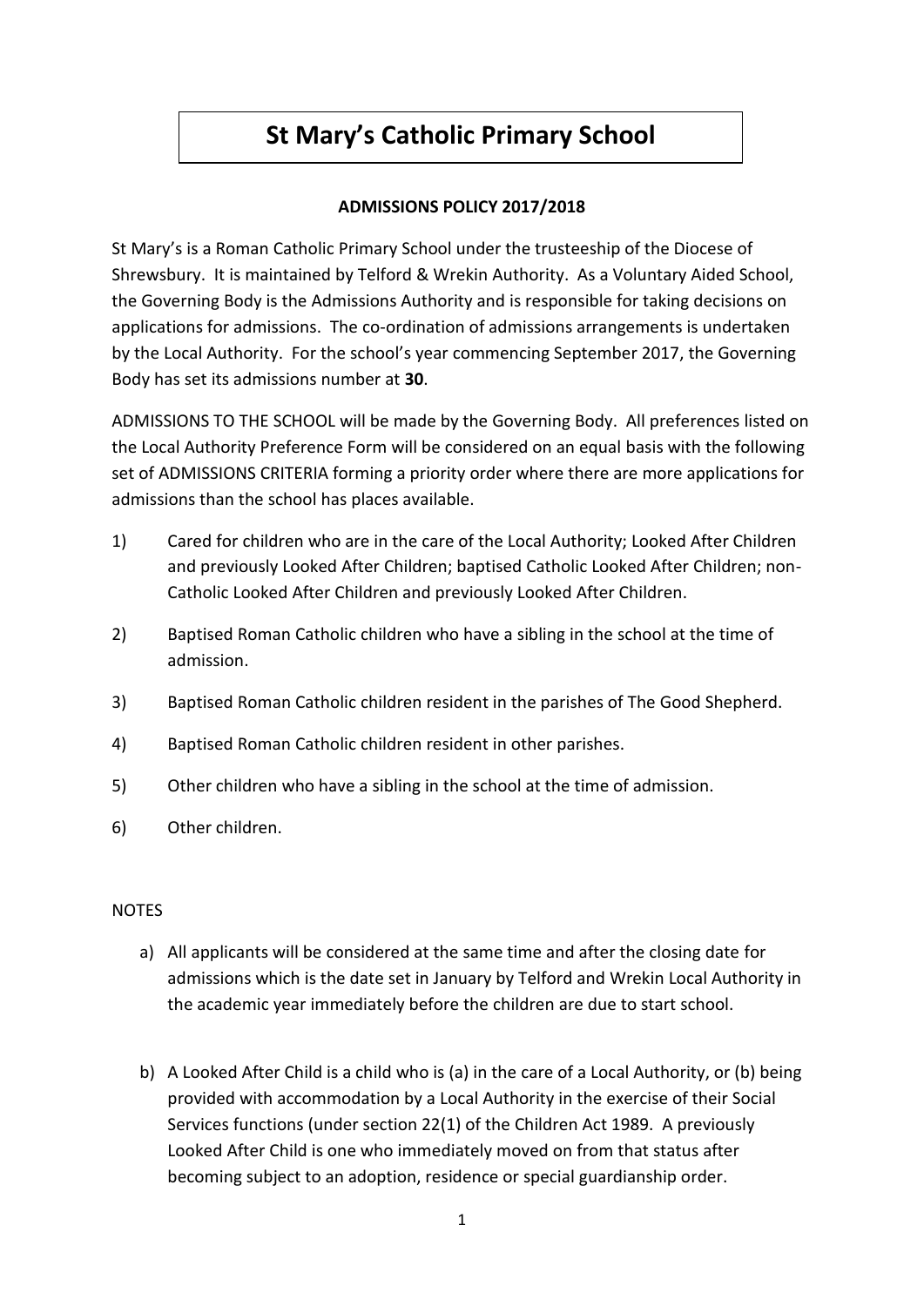# St Mary's Catholic Primary School

## ADMISSIONS POLICY 2017/2018

St Mary's is a Roman Catholic Primary School under the trusteeship of the Diocese of Shrewsbury. It is maintained by Telford & Wrekin Authority. As a Voluntary Aided School, the Governing Body is the Admissions Authority and is responsible for taking decisions on applications for admissions. The co-ordination of admissions arrangements is undertaken by the Local Authority. For the school's year commencing September 2017, the Governing Body has set its admissions number at **30**.

ADMISSIONS TO THE SCHOOL will be made by the Governing Body. All preferences listed on the Local Authority Preference Form will be considered on an equal basis with the following set of ADMISSIONS CRITERIA forming a priority order where there are more applications for admissions than the school has places available.

1) Cared for children who are in the care of the Local Authority; Looked After Children and previously Looked After Children; baptised Catholic Looked After Children; non-Catholic Looked After Children and previously Looked After Children.
2) Baptised Roman Catholic children who have a sibling in the school at the time of admission.
3) Baptised Roman Catholic children resident in the parishes of The Good Shepherd.
4) Baptised Roman Catholic children resident in other parishes.
5) Other children who have a sibling in the school at the time of admission.
6) Other children.

NOTES

a) All applicants will be considered at the same time and after the closing date for admissions which is the date set in January by Telford and Wrekin Local Authority in the academic year immediately before the children are due to start school.

b) A Looked After Child is a child who is (a) in the care of a Local Authority, or (b) being provided with accommodation by a Local Authority in the exercise of their Social Services functions (under section 22(1) of the Children Act 1989. A previously Looked After Child is one who immediately moved on from that status after becoming subject to an adoption, residence or special guardianship order.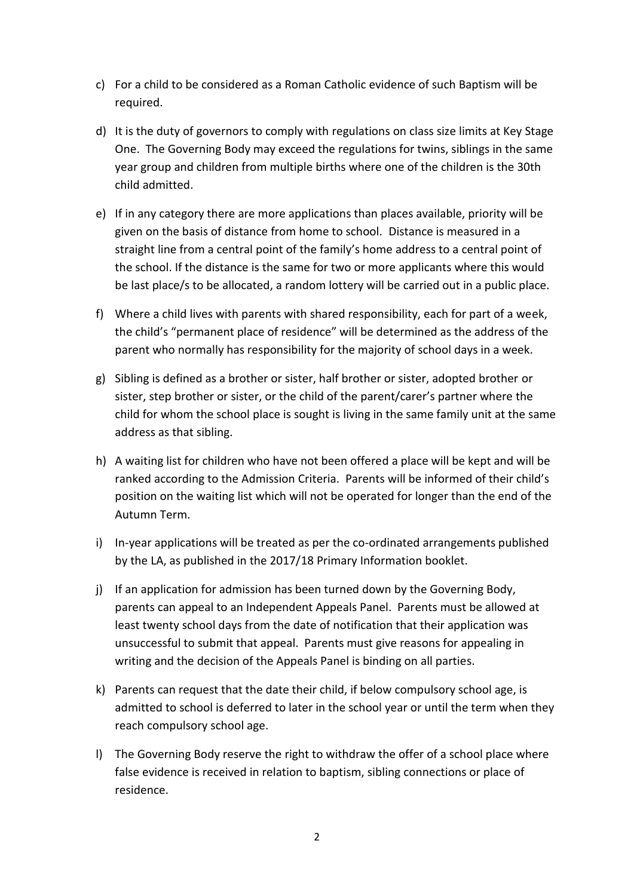c) For a child to be considered as a Roman Catholic evidence of such Baptism will be required.

d) It is the duty of governors to comply with regulations on class size limits at Key Stage One. The Governing Body may exceed the regulations for twins, siblings in the same year group and children from multiple births where one of the children is the 30th child admitted.

e) If in any category there are more applications than places available, priority will be given on the basis of distance from home to school. Distance is measured in a straight line from a central point of the family's home address to a central point of the school. If the distance is the same for two or more applicants where this would be last place/s to be allocated, a random lottery will be carried out in a public place.

f) Where a child lives with parents with shared responsibility, each for part of a week, the child's "permanent place of residence" will be determined as the address of the parent who normally has responsibility for the majority of school days in a week.

g) Sibling is defined as a brother or sister, half brother or sister, adopted brother or sister, step brother or sister, or the child of the parent/carer's partner where the child for whom the school place is sought is living in the same family unit at the same address as that sibling.

h) A waiting list for children who have not been offered a place will be kept and will be ranked according to the Admission Criteria. Parents will be informed of their child's position on the waiting list which will not be operated for longer than the end of the Autumn Term.

i) In-year applications will be treated as per the co-ordinated arrangements published by the LA, as published in the 2017/18 Primary Information booklet.

j) If an application for admission has been turned down by the Governing Body, parents can appeal to an Independent Appeals Panel. Parents must be allowed at least twenty school days from the date of notification that their application was unsuccessful to submit that appeal. Parents must give reasons for appealing in writing and the decision of the Appeals Panel is binding on all parties.

k) Parents can request that the date their child, if below compulsory school age, is admitted to school is deferred to later in the school year or until the term when they reach compulsory school age.

l) The Governing Body reserve the right to withdraw the offer of a school place where false evidence is received in relation to baptism, sibling connections or place of residence.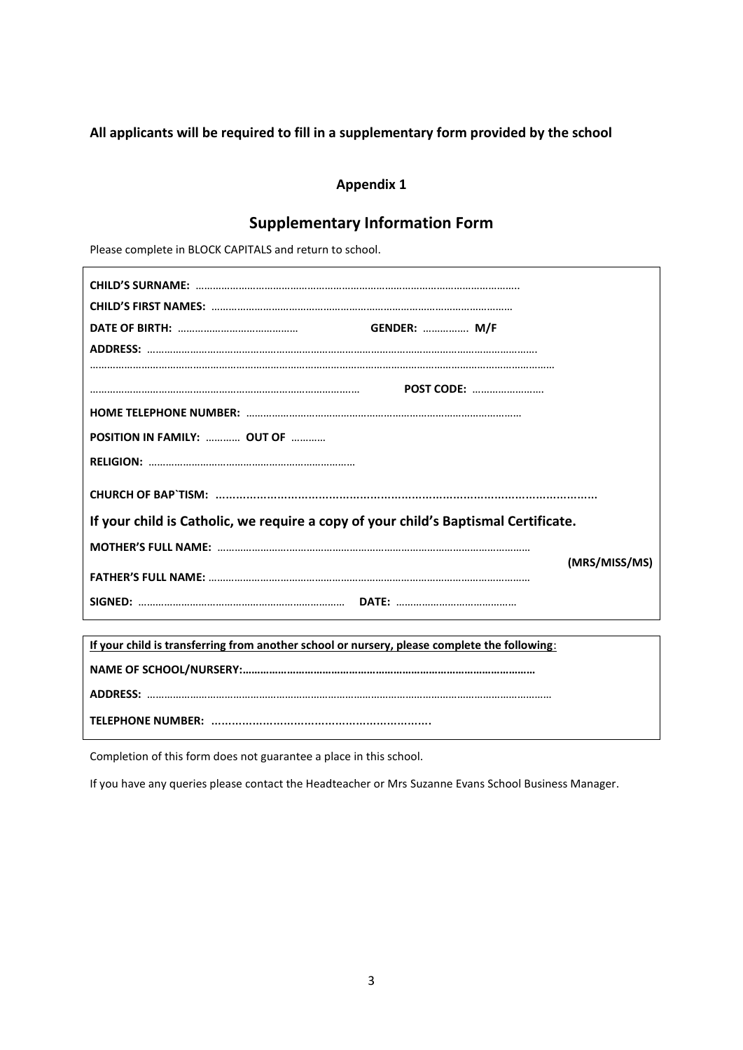**All applicants will be required to fill in a supplementary form provided by the school**

**Appendix 1**

## Supplementary Information Form

Please complete in BLOCK CAPITALS and return to school.

**CHILD'S SURNAME:** ……………………………………………………………………………………………

**CHILD'S FIRST NAMES:** ……………………………………………………………………………………

**DATE OF BIRTH:** …………………………………… **GENDER:** ……………. **M/F**

**ADDRESS:** ………………………………………………………………………………………………………………

…………………………………………………………………………………………………………………………………

…………………………………………………………………………… **POST CODE:** ……………………

**HOME TELEPHONE NUMBER:** ……………………………………………………………………………

**POSITION IN FAMILY:** ………… **OUT OF** …………

**RELIGION:** ……………………………………………………………

**CHURCH OF BAP`TISM:** ……………………………………………………………………………………………………

**If your child is Catholic, we require a copy of your child's Baptismal Certificate.**

**MOTHER'S FULL NAME:** …………………………………………………………………………………………… **(MRS/MISS/MS)**

**FATHER'S FULL NAME:** ……………………………………………………………………………………………

**SIGNED:** …………………………………………………………… **DATE:** ……………………………………

**If your child is transferring from another school or nursery, please complete the following**:

**NAME OF SCHOOL/NURSERY:**………………………………………………………………………………………

**ADDRESS:** ………………………………………………………………………………………………………………

**TELEPHONE NUMBER:** ………………………………………………………

Completion of this form does not guarantee a place in this school.

If you have any queries please contact the Headteacher or Mrs Suzanne Evans School Business Manager.